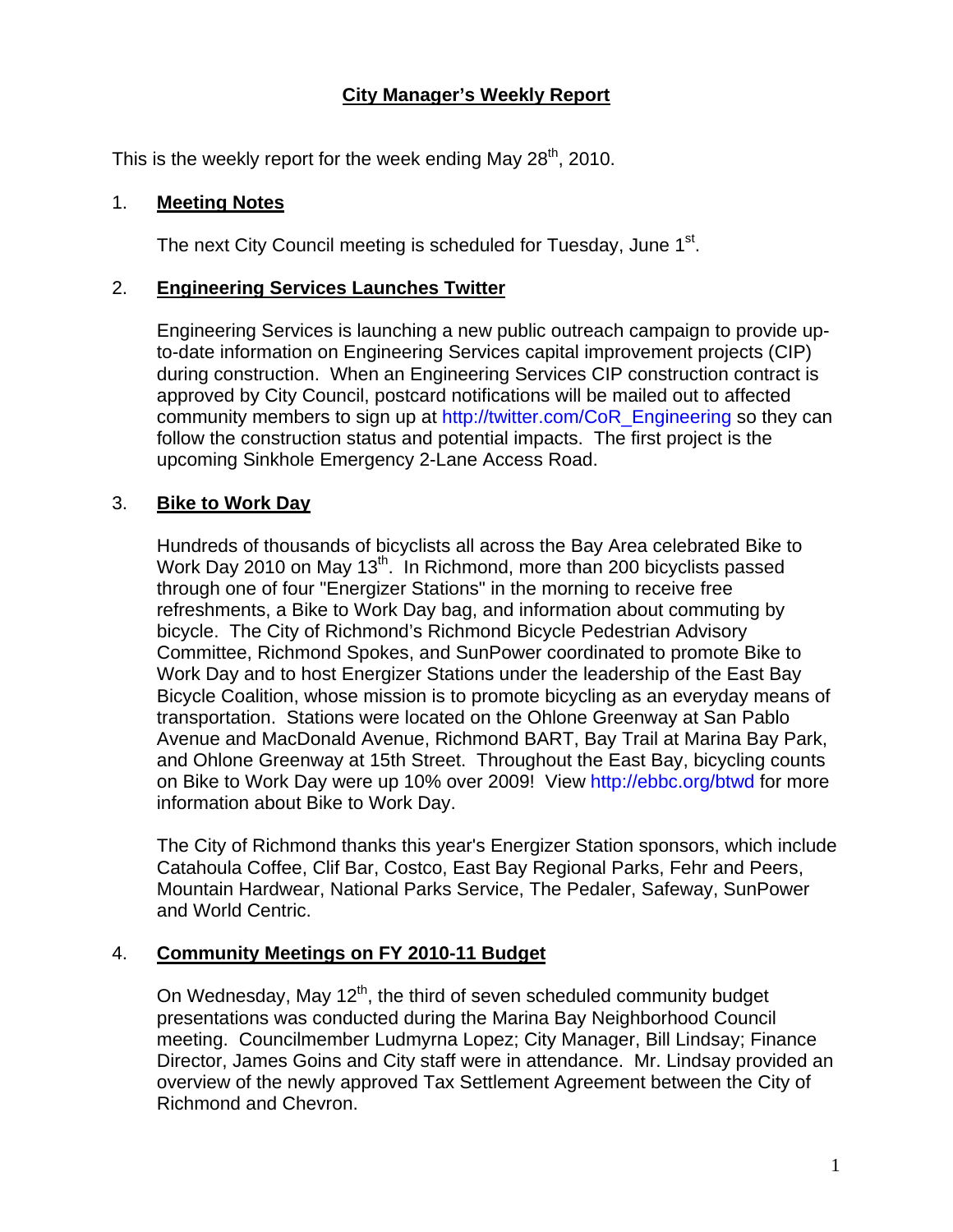# City Manager's Weekly Report

This is the weekly report for the week ending May 28th, 2010.

1. **Meeting Notes**

   The next City Council meeting is scheduled for Tuesday, June 1st.

2. **Engineering Services Launches Twitter**

   Engineering Services is launching a new public outreach campaign to provide up-to-date information on Engineering Services capital improvement projects (CIP) during construction. When an Engineering Services CIP construction contract is approved by City Council, postcard notifications will be mailed out to affected community members to sign up at http://twitter.com/CoR_Engineering so they can follow the construction status and potential impacts. The first project is the upcoming Sinkhole Emergency 2-Lane Access Road.

3. **Bike to Work Day**

   Hundreds of thousands of bicyclists all across the Bay Area celebrated Bike to Work Day 2010 on May 13th. In Richmond, more than 200 bicyclists passed through one of four "Energizer Stations" in the morning to receive free refreshments, a Bike to Work Day bag, and information about commuting by bicycle. The City of Richmond's Richmond Bicycle Pedestrian Advisory Committee, Richmond Spokes, and SunPower coordinated to promote Bike to Work Day and to host Energizer Stations under the leadership of the East Bay Bicycle Coalition, whose mission is to promote bicycling as an everyday means of transportation. Stations were located on the Ohlone Greenway at San Pablo Avenue and MacDonald Avenue, Richmond BART, Bay Trail at Marina Bay Park, and Ohlone Greenway at 15th Street. Throughout the East Bay, bicycling counts on Bike to Work Day were up 10% over 2009! View http://ebbc.org/btwd for more information about Bike to Work Day.

   The City of Richmond thanks this year's Energizer Station sponsors, which include Catahoula Coffee, Clif Bar, Costco, East Bay Regional Parks, Fehr and Peers, Mountain Hardwear, National Parks Service, The Pedaler, Safeway, SunPower and World Centric.

4. **Community Meetings on FY 2010-11 Budget**

   On Wednesday, May 12th, the third of seven scheduled community budget presentations was conducted during the Marina Bay Neighborhood Council meeting. Councilmember Ludmyrna Lopez; City Manager, Bill Lindsay; Finance Director, James Goins and City staff were in attendance. Mr. Lindsay provided an overview of the newly approved Tax Settlement Agreement between the City of Richmond and Chevron.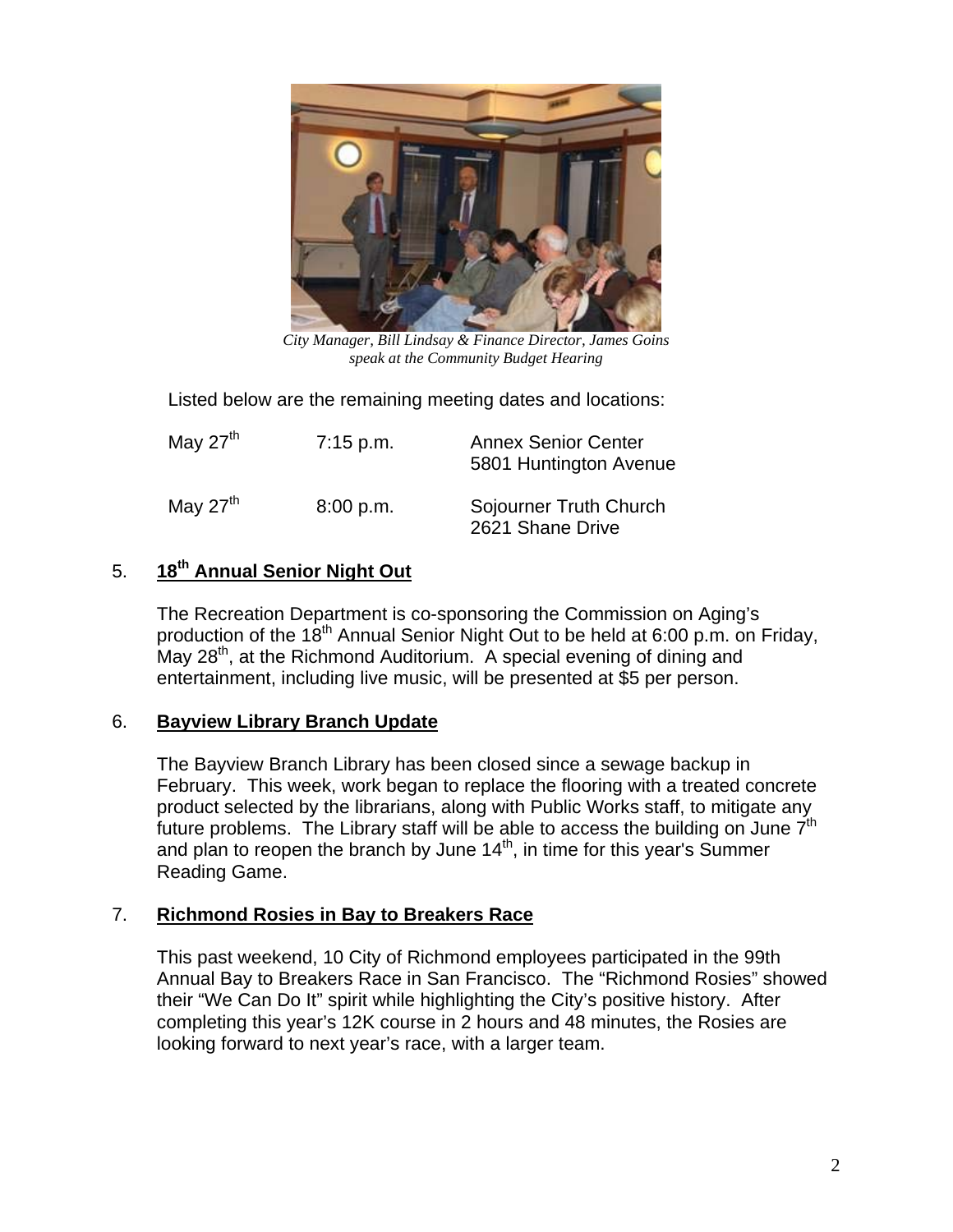*City Manager, Bill Lindsay & Finance Director, James Goins speak at the Community Budget Hearing*

Listed below are the remaining meeting dates and locations:

| | | |
|---|---|---|
| May 27th | 7:15 p.m. | Annex Senior Center<br>5801 Huntington Avenue |
| May 27th | 8:00 p.m. | Sojourner Truth Church<br>2621 Shane Drive |

5. **18th Annual Senior Night Out**

The Recreation Department is co-sponsoring the Commission on Aging's production of the 18th Annual Senior Night Out to be held at 6:00 p.m. on Friday, May 28th, at the Richmond Auditorium. A special evening of dining and entertainment, including live music, will be presented at $5 per person.

6. **Bayview Library Branch Update**

The Bayview Branch Library has been closed since a sewage backup in February. This week, work began to replace the flooring with a treated concrete product selected by the librarians, along with Public Works staff, to mitigate any future problems. The Library staff will be able to access the building on June 7th and plan to reopen the branch by June 14th, in time for this year's Summer Reading Game.

7. **Richmond Rosies in Bay to Breakers Race**

This past weekend, 10 City of Richmond employees participated in the 99th Annual Bay to Breakers Race in San Francisco. The "Richmond Rosies" showed their "We Can Do It" spirit while highlighting the City's positive history. After completing this year's 12K course in 2 hours and 48 minutes, the Rosies are looking forward to next year's race, with a larger team.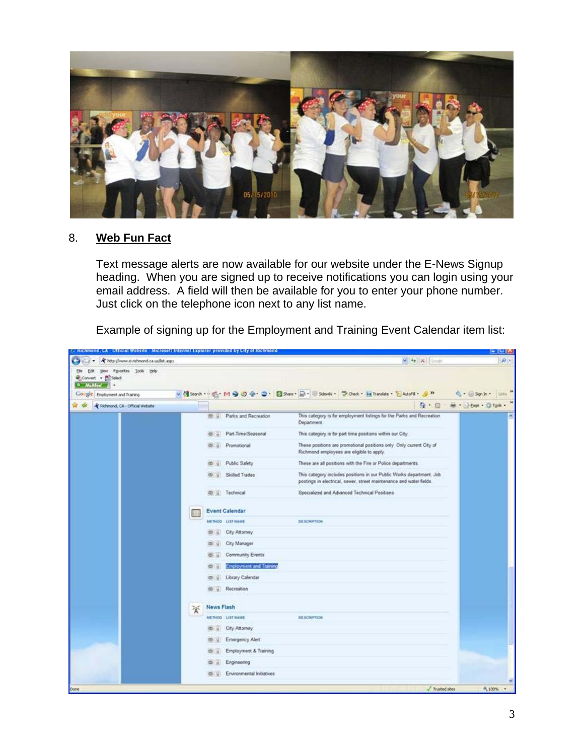8. **Web Fun Fact**

Text message alerts are now available for our website under the E-News Signup heading. When you are signed up to receive notifications you can login using your email address. A field will then be available for you to enter your phone number. Just click on the telephone icon next to any list name.

Example of signing up for the Employment and Training Event Calendar item list: